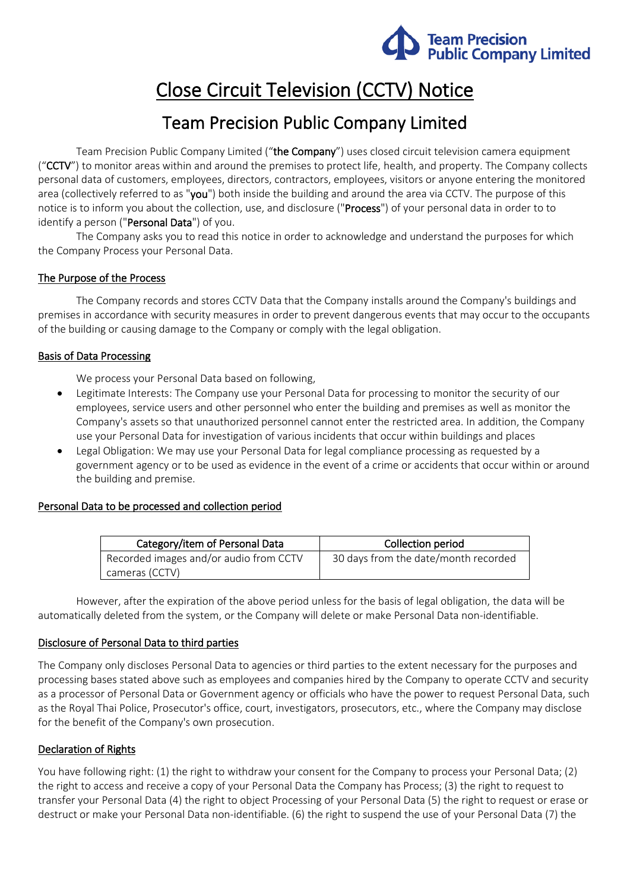# Close Circuit Television (CCTV) Notice

## Team Precision Public Company Limited

Team Precision Public Company Limited ("**the Company**") uses closed circuit television camera equipment ("**CCTV**") to monitor areas within and around the premises to protect life, health, and property. The Company collects personal data of customers, employees, directors, contractors, employees, visitors or anyone entering the monitored area (collectively referred to as "**you**") both inside the building and around the area via CCTV. The purpose of this notice is to inform you about the collection, use, and disclosure ("**Process**") of your personal data in order to to identify a person ("**Personal Data**") of you.

The Company asks you to read this notice in order to acknowledge and understand the purposes for which the Company Process your Personal Data.

### The Purpose of the Process

The Company records and stores CCTV Data that the Company installs around the Company's buildings and premises in accordance with security measures in order to prevent dangerous events that may occur to the occupants of the building or causing damage to the Company or comply with the legal obligation.

### Basis of Data Processing

We process your Personal Data based on following,

- Legitimate Interests: The Company use your Personal Data for processing to monitor the security of our employees, service users and other personnel who enter the building and premises as well as monitor the Company's assets so that unauthorized personnel cannot enter the restricted area. In addition, the Company use your Personal Data for investigation of various incidents that occur within buildings and places
- Legal Obligation: We may use your Personal Data for legal compliance processing as requested by a government agency or to be used as evidence in the event of a crime or accidents that occur within or around the building and premise.

### Personal Data to be processed and collection period

| Category/item of Personal Data | Collection period |
| --- | --- |
| Recorded images and/or audio from CCTV cameras (CCTV) | 30 days from the date/month recorded |

However, after the expiration of the above period unless for the basis of legal obligation, the data will be automatically deleted from the system, or the Company will delete or make Personal Data non-identifiable.

### Disclosure of Personal Data to third parties

The Company only discloses Personal Data to agencies or third parties to the extent necessary for the purposes and processing bases stated above such as employees and companies hired by the Company to operate CCTV and security as a processor of Personal Data or Government agency or officials who have the power to request Personal Data, such as the Royal Thai Police, Prosecutor's office, court, investigators, prosecutors, etc., where the Company may disclose for the benefit of the Company's own prosecution.

### Declaration of Rights

You have following right: (1) the right to withdraw your consent for the Company to process your Personal Data; (2) the right to access and receive a copy of your Personal Data the Company has Process; (3) the right to request to transfer your Personal Data (4) the right to object Processing of your Personal Data (5) the right to request or erase or destruct or make your Personal Data non-identifiable. (6) the right to suspend the use of your Personal Data (7) the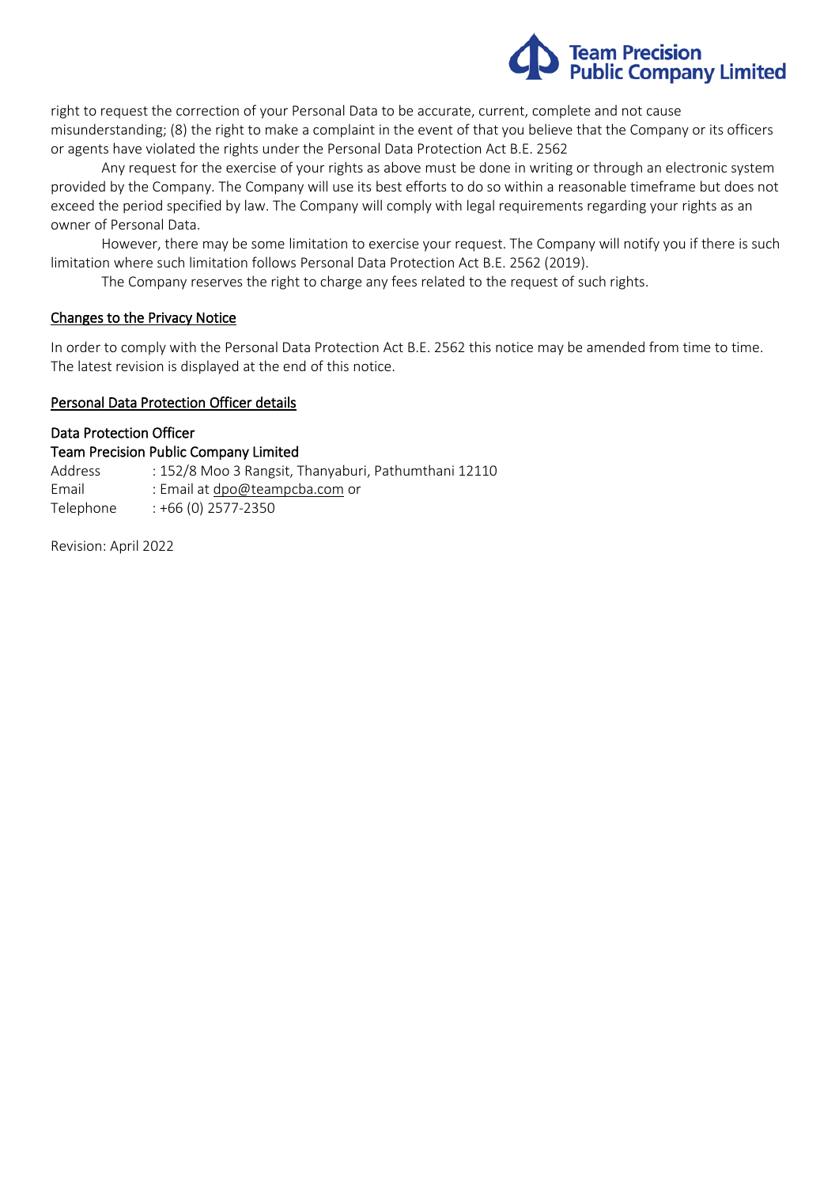right to request the correction of your Personal Data to be accurate, current, complete and not cause misunderstanding; (8) the right to make a complaint in the event of that you believe that the Company or its officers or agents have violated the rights under the Personal Data Protection Act B.E. 2562

Any request for the exercise of your rights as above must be done in writing or through an electronic system provided by the Company. The Company will use its best efforts to do so within a reasonable timeframe but does not exceed the period specified by law. The Company will comply with legal requirements regarding your rights as an owner of Personal Data.

However, there may be some limitation to exercise your request. The Company will notify you if there is such limitation where such limitation follows Personal Data Protection Act B.E. 2562 (2019).

The Company reserves the right to charge any fees related to the request of such rights.

## Changes to the Privacy Notice

In order to comply with the Personal Data Protection Act B.E. 2562 this notice may be amended from time to time. The latest revision is displayed at the end of this notice.

## Personal Data Protection Officer details

Data Protection Officer
Team Precision Public Company Limited

Address : 152/8 Moo 3 Rangsit, Thanyaburi, Pathumthani 12110
Email : Email at dpo@teampcba.com or
Telephone : +66 (0) 2577-2350

Revision: April 2022